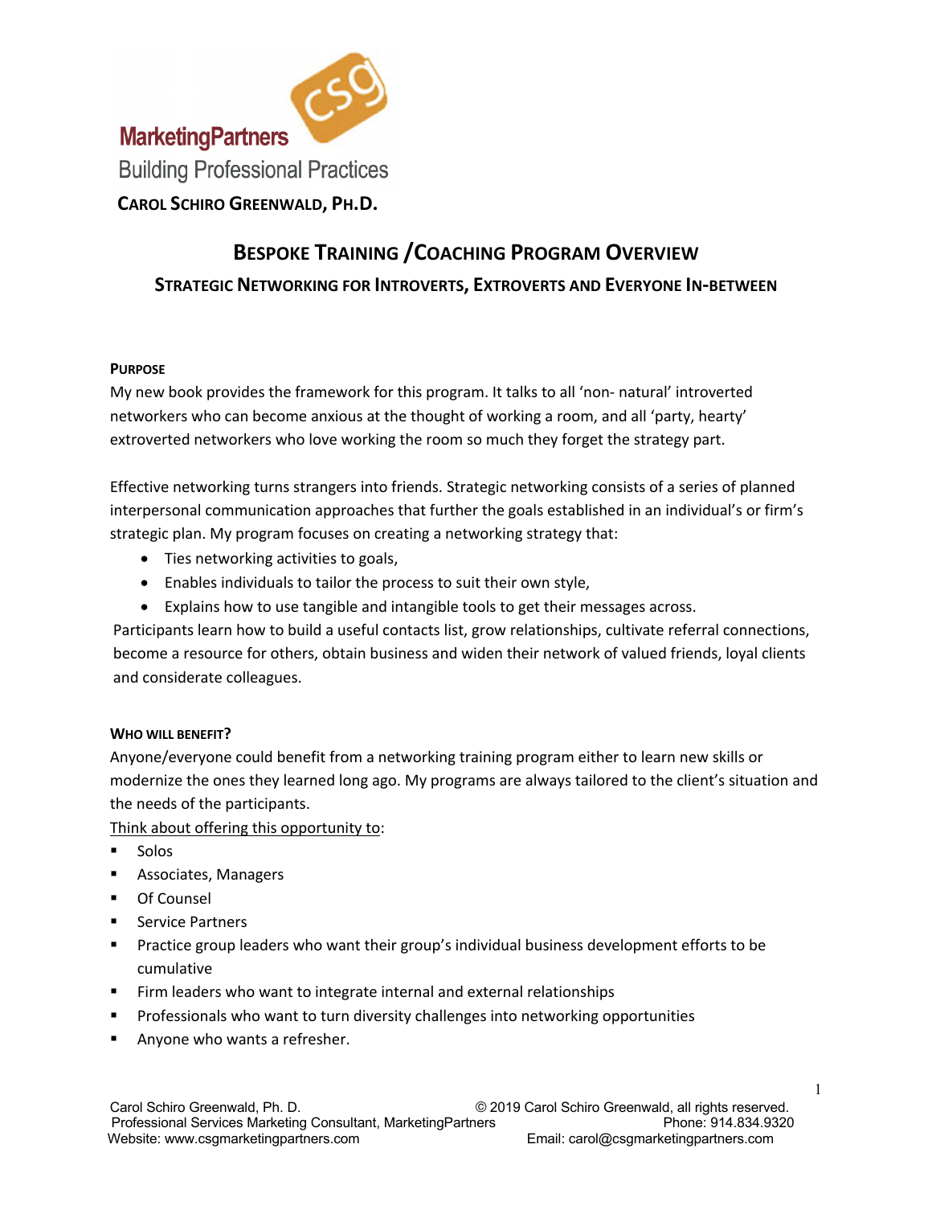MarketingPartners

Building Professional Practices

**CAROL SCHIRO GREENWALD, PH.D.**

# BESPOKE TRAINING /COACHING PROGRAM OVERVIEW

## STRATEGIC NETWORKING FOR INTROVERTS, EXTROVERTS AND EVERYONE IN-BETWEEN

### PURPOSE

My new book provides the framework for this program. It talks to all 'non- natural' introverted networkers who can become anxious at the thought of working a room, and all 'party, hearty' extroverted networkers who love working the room so much they forget the strategy part.

Effective networking turns strangers into friends. Strategic networking consists of a series of planned interpersonal communication approaches that further the goals established in an individual's or firm's strategic plan. My program focuses on creating a networking strategy that:

- Ties networking activities to goals,
- Enables individuals to tailor the process to suit their own style,
- Explains how to use tangible and intangible tools to get their messages across.

Participants learn how to build a useful contacts list, grow relationships, cultivate referral connections, become a resource for others, obtain business and widen their network of valued friends, loyal clients and considerate colleagues.

### WHO WILL BENEFIT?

Anyone/everyone could benefit from a networking training program either to learn new skills or modernize the ones they learned long ago. My programs are always tailored to the client's situation and the needs of the participants.

Think about offering this opportunity to:

- Solos
- Associates, Managers
- Of Counsel
- Service Partners
- Practice group leaders who want their group's individual business development efforts to be cumulative
- Firm leaders who want to integrate internal and external relationships
- Professionals who want to turn diversity challenges into networking opportunities
- Anyone who wants a refresher.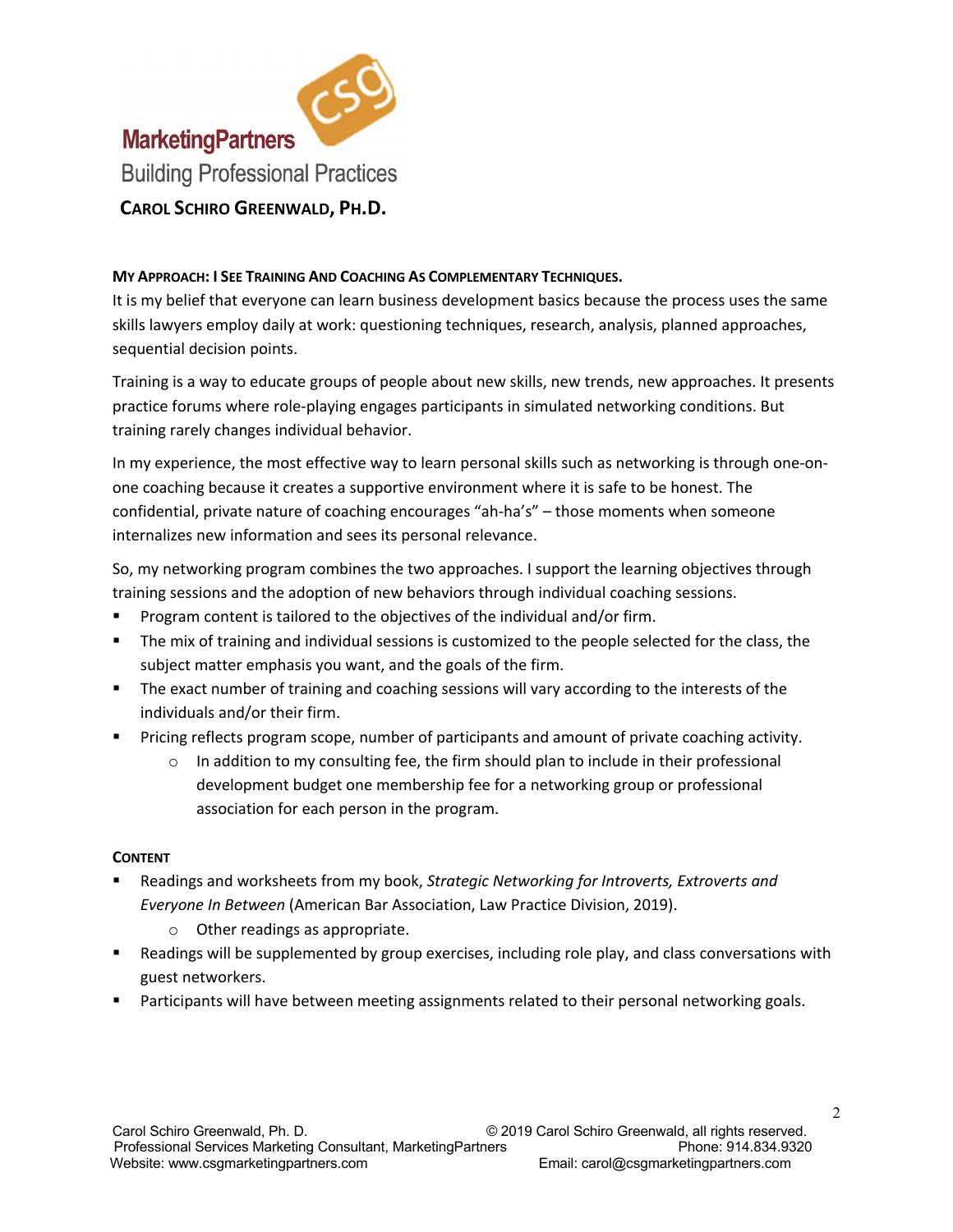MarketingPartners

Building Professional Practices

**CAROL SCHIRO GREENWALD, PH.D.**

**MY APPROACH: I SEE TRAINING AND COACHING AS COMPLEMENTARY TECHNIQUES.**

It is my belief that everyone can learn business development basics because the process uses the same skills lawyers employ daily at work: questioning techniques, research, analysis, planned approaches, sequential decision points.

Training is a way to educate groups of people about new skills, new trends, new approaches. It presents practice forums where role-playing engages participants in simulated networking conditions. But training rarely changes individual behavior.

In my experience, the most effective way to learn personal skills such as networking is through one-on-one coaching because it creates a supportive environment where it is safe to be honest. The confidential, private nature of coaching encourages "ah-ha's" – those moments when someone internalizes new information and sees its personal relevance.

So, my networking program combines the two approaches. I support the learning objectives through training sessions and the adoption of new behaviors through individual coaching sessions.

- Program content is tailored to the objectives of the individual and/or firm.
- The mix of training and individual sessions is customized to the people selected for the class, the subject matter emphasis you want, and the goals of the firm.
- The exact number of training and coaching sessions will vary according to the interests of the individuals and/or their firm.
- Pricing reflects program scope, number of participants and amount of private coaching activity.
    - In addition to my consulting fee, the firm should plan to include in their professional development budget one membership fee for a networking group or professional association for each person in the program.

**CONTENT**

- Readings and worksheets from my book, *Strategic Networking for Introverts, Extroverts and Everyone In Between* (American Bar Association, Law Practice Division, 2019).
    - Other readings as appropriate.
- Readings will be supplemented by group exercises, including role play, and class conversations with guest networkers.
- Participants will have between meeting assignments related to their personal networking goals.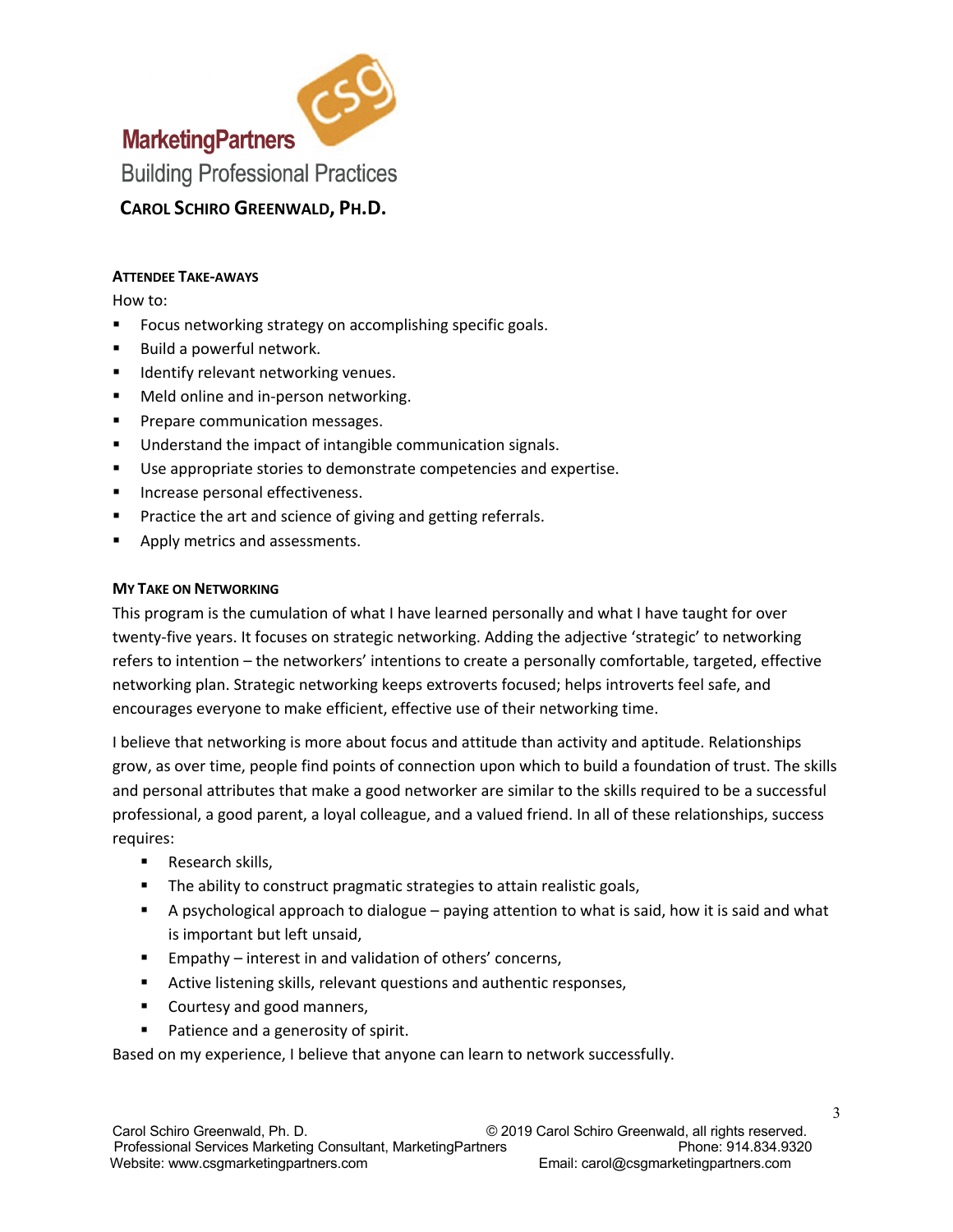MarketingPartners

Building Professional Practices

**CAROL SCHIRO GREENWALD, PH.D.**

### ATTENDEE TAKE-AWAYS

How to:

- Focus networking strategy on accomplishing specific goals.
- Build a powerful network.
- Identify relevant networking venues.
- Meld online and in-person networking.
- Prepare communication messages.
- Understand the impact of intangible communication signals.
- Use appropriate stories to demonstrate competencies and expertise.
- Increase personal effectiveness.
- Practice the art and science of giving and getting referrals.
- Apply metrics and assessments.

### MY TAKE ON NETWORKING

This program is the cumulation of what I have learned personally and what I have taught for over twenty-five years. It focuses on strategic networking. Adding the adjective 'strategic' to networking refers to intention – the networkers' intentions to create a personally comfortable, targeted, effective networking plan. Strategic networking keeps extroverts focused; helps introverts feel safe, and encourages everyone to make efficient, effective use of their networking time.

I believe that networking is more about focus and attitude than activity and aptitude. Relationships grow, as over time, people find points of connection upon which to build a foundation of trust. The skills and personal attributes that make a good networker are similar to the skills required to be a successful professional, a good parent, a loyal colleague, and a valued friend. In all of these relationships, success requires:

- Research skills,
- The ability to construct pragmatic strategies to attain realistic goals,
- A psychological approach to dialogue – paying attention to what is said, how it is said and what is important but left unsaid,
- Empathy – interest in and validation of others' concerns,
- Active listening skills, relevant questions and authentic responses,
- Courtesy and good manners,
- Patience and a generosity of spirit.

Based on my experience, I believe that anyone can learn to network successfully.